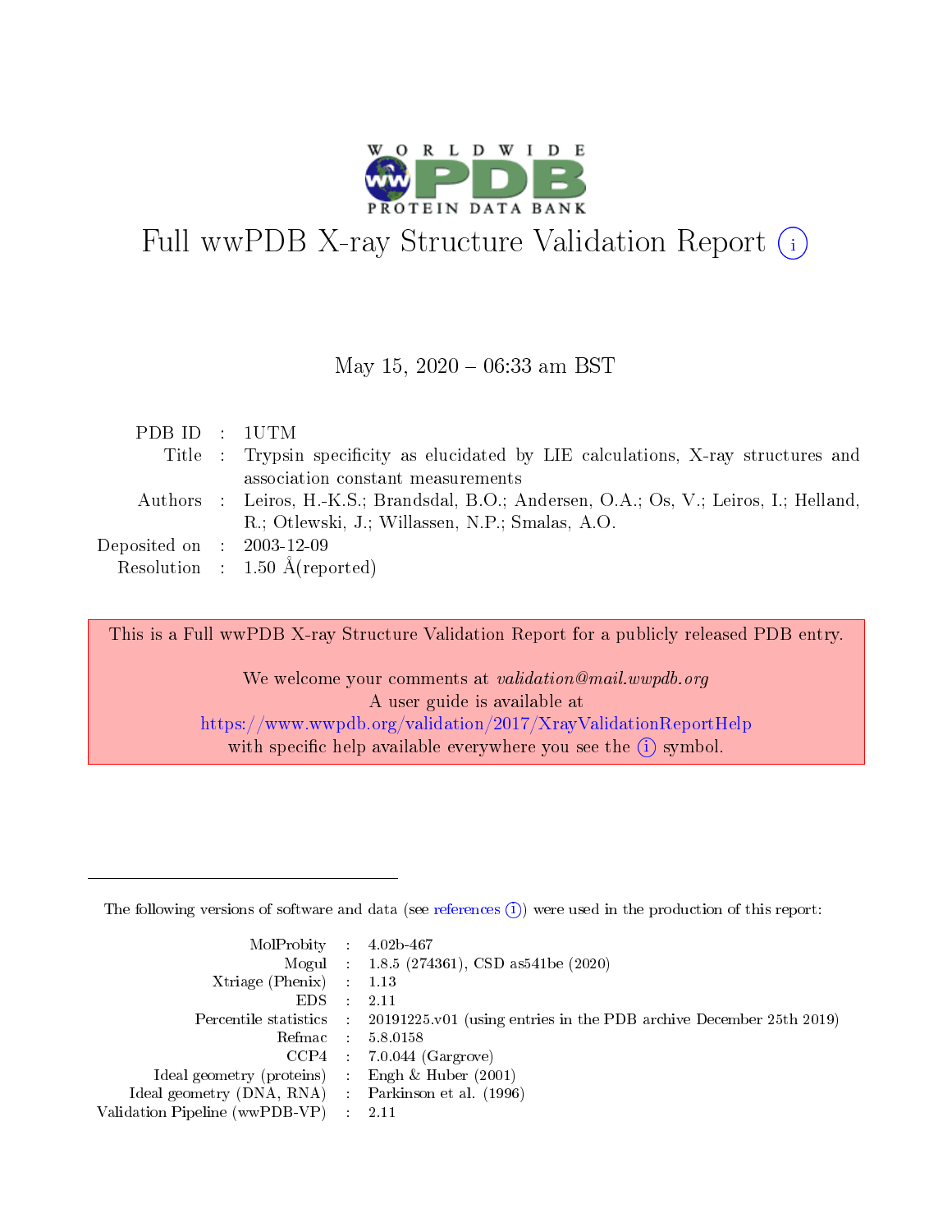# Full wwPDB X-ray Structure Validation Report (i)

May 15, 2020 – 06:33 am BST

| | | |
|---|---|---|
| PDB ID | : | 1UTM |
| Title | : | Trypsin specificity as elucidated by LIE calculations, X-ray structures and association constant measurements |
| Authors | : | Leiros, H.-K.S.; Brandsdal, B.O.; Andersen, O.A.; Os, V.; Leiros, I.; Helland, R.; Otlewski, J.; Willassen, N.P.; Smalas, A.O. |
| Deposited on | : | 2003-12-09 |
| Resolution | : | 1.50 Å(reported) |

This is a Full wwPDB X-ray Structure Validation Report for a publicly released PDB entry.

We welcome your comments at *validation@mail.wwpdb.org*
A user guide is available at
https://www.wwpdb.org/validation/2017/XrayValidationReportHelp
with specific help available everywhere you see the (i) symbol.

The following versions of software and data (see references (i)) were used in the production of this report:

| | | |
|---|---|---|
| MolProbity | : | 4.02b-467 |
| Mogul | : | 1.8.5 (274361), CSD as541be (2020) |
| Xtriage (Phenix) | : | 1.13 |
| EDS | : | 2.11 |
| Percentile statistics | : | 20191225.v01 (using entries in the PDB archive December 25th 2019) |
| Refmac | : | 5.8.0158 |
| CCP4 | : | 7.0.044 (Gargrove) |
| Ideal geometry (proteins) | : | Engh & Huber (2001) |
| Ideal geometry (DNA, RNA) | : | Parkinson et al. (1996) |
| Validation Pipeline (wwPDB-VP) | : | 2.11 |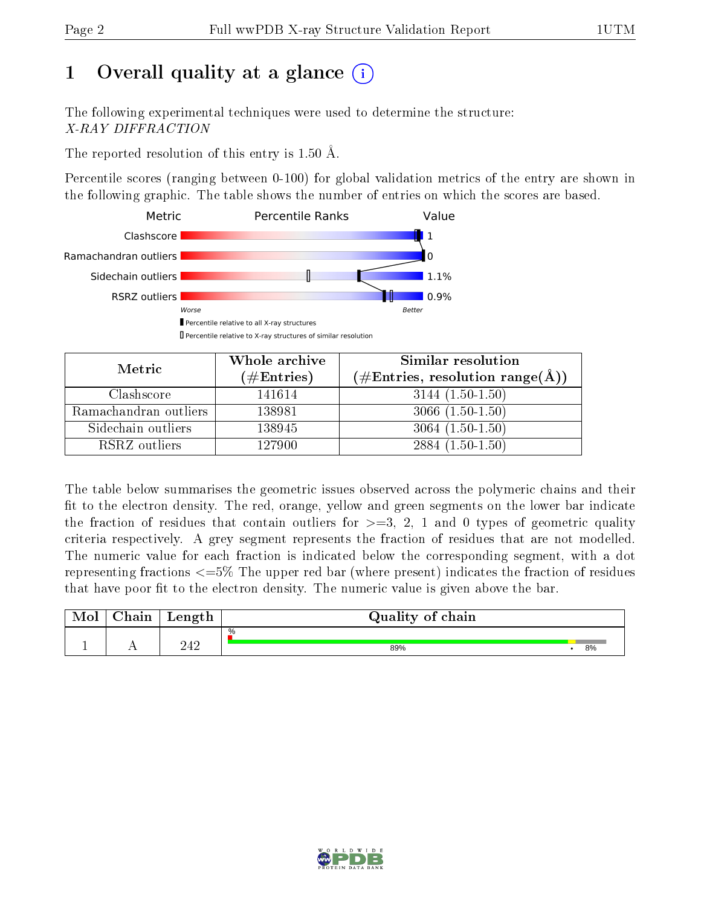# 1 Overall quality at a glance

The following experimental techniques were used to determine the structure:
*X-RAY DIFFRACTION*

The reported resolution of this entry is 1.50 Å.

Percentile scores (ranging between 0-100) for global validation metrics of the entry are shown in the following graphic. The table shows the number of entries on which the scores are based.

| Metric | Value |
|---|---|
| Clashscore | 1 |
| Ramachandran outliers | 0 |
| Sidechain outliers | 1.1% |
| RSRZ outliers | 0.9% |

| Metric | Whole archive (#Entries) | Similar resolution (#Entries, resolution range(Å)) |
|---|---|---|
| Clashscore | 141614 | 3144 (1.50-1.50) |
| Ramachandran outliers | 138981 | 3066 (1.50-1.50) |
| Sidechain outliers | 138945 | 3064 (1.50-1.50) |
| RSRZ outliers | 127900 | 2884 (1.50-1.50) |

The table below summarises the geometric issues observed across the polymeric chains and their fit to the electron density. The red, orange, yellow and green segments on the lower bar indicate the fraction of residues that contain outliers for >=3, 2, 1 and 0 types of geometric quality criteria respectively. A grey segment represents the fraction of residues that are not modelled. The numeric value for each fraction is indicated below the corresponding segment, with a dot representing fractions <=5% The upper red bar (where present) indicates the fraction of residues that have poor fit to the electron density. The numeric value is given above the bar.

| Mol | Chain | Length | Quality of chain |
|---|---|---|---|
| 1 | A | 242 | 89% • 8% |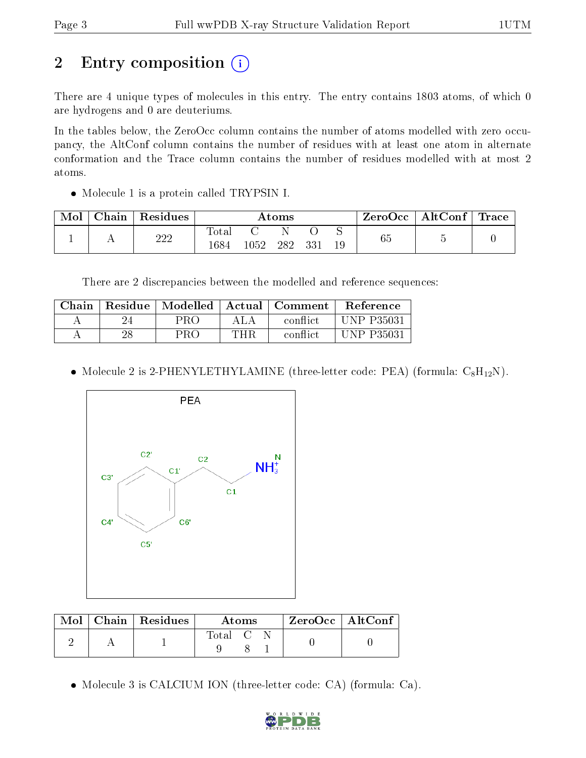# 2 Entry composition (i)

There are 4 unique types of molecules in this entry. The entry contains 1803 atoms, of which 0 are hydrogens and 0 are deuteriums.

In the tables below, the ZeroOcc column contains the number of atoms modelled with zero occupancy, the AltConf column contains the number of residues with at least one atom in alternate conformation and the Trace column contains the number of residues modelled with at most 2 atoms.

- Molecule 1 is a protein called TRYPSIN I.

| Mol | Chain | Residues | Atoms | | | | | ZeroOcc | AltConf | Trace |
|---|---|---|---|---|---|---|---|---|---|---|
| | | | Total | C | N | O | S | | | |
| 1 | A | 222 | 1684 | 1052 | 282 | 331 | 19 | 65 | 5 | 0 |

There are 2 discrepancies between the modelled and reference sequences:

| Chain | Residue | Modelled | Actual | Comment | Reference |
|---|---|---|---|---|---|
| A | 24 | PRO | ALA | conflict | UNP P35031 |
| A | 28 | PRO | THR | conflict | UNP P35031 |

- Molecule 2 is 2-PHENYLETHYLAMINE (three-letter code: PEA) (formula: $C_8H_{12}N$).

| Mol | Chain | Residues | Atoms | | | ZeroOcc | AltConf |
|---|---|---|---|---|---|---|---|
| | | | Total | C | N | | |
| 2 | A | 1 | 9 | 8 | 1 | 0 | 0 |

- Molecule 3 is CALCIUM ION (three-letter code: CA) (formula: Ca).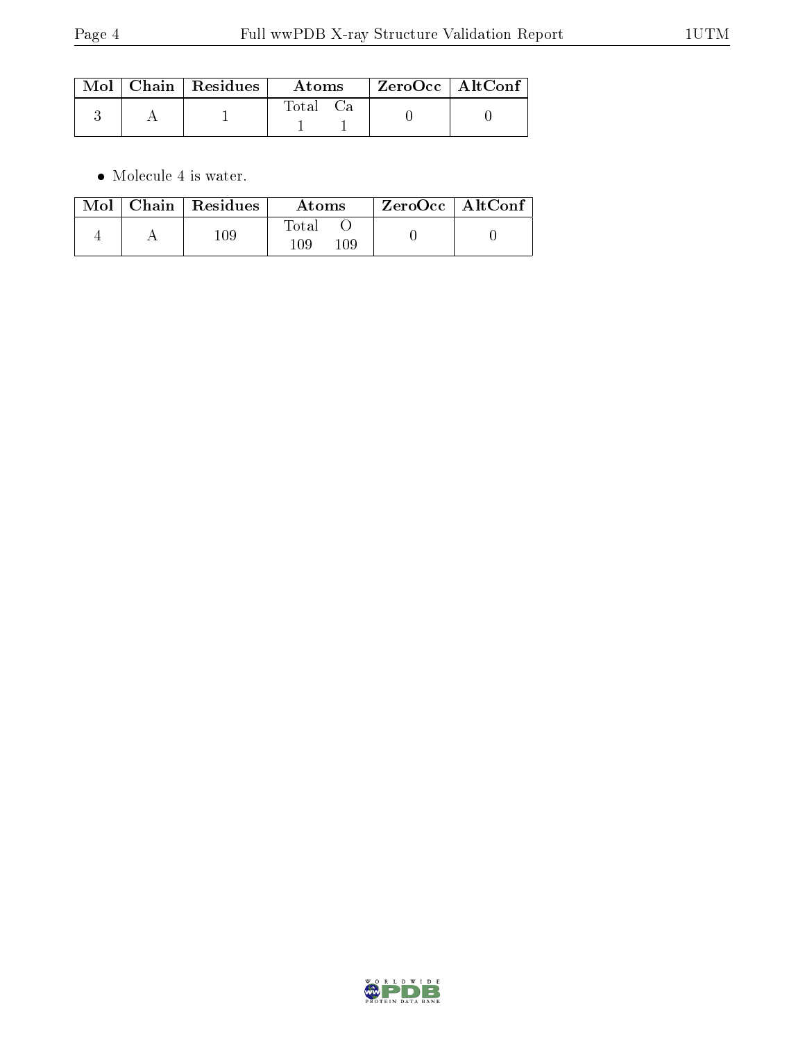| Mol | Chain | Residues | Atoms | | ZeroOcc | AltConf |
|---|---|---|---|---|---|---|
| | | | Total | Ca | | |
| 3 | A | 1 | 1 | 1 | 0 | 0 |

- Molecule 4 is water.

| Mol | Chain | Residues | Atoms | | ZeroOcc | AltConf |
|---|---|---|---|---|---|---|
| | | | Total | O | | |
| 4 | A | 109 | 109 | 109 | 0 | 0 |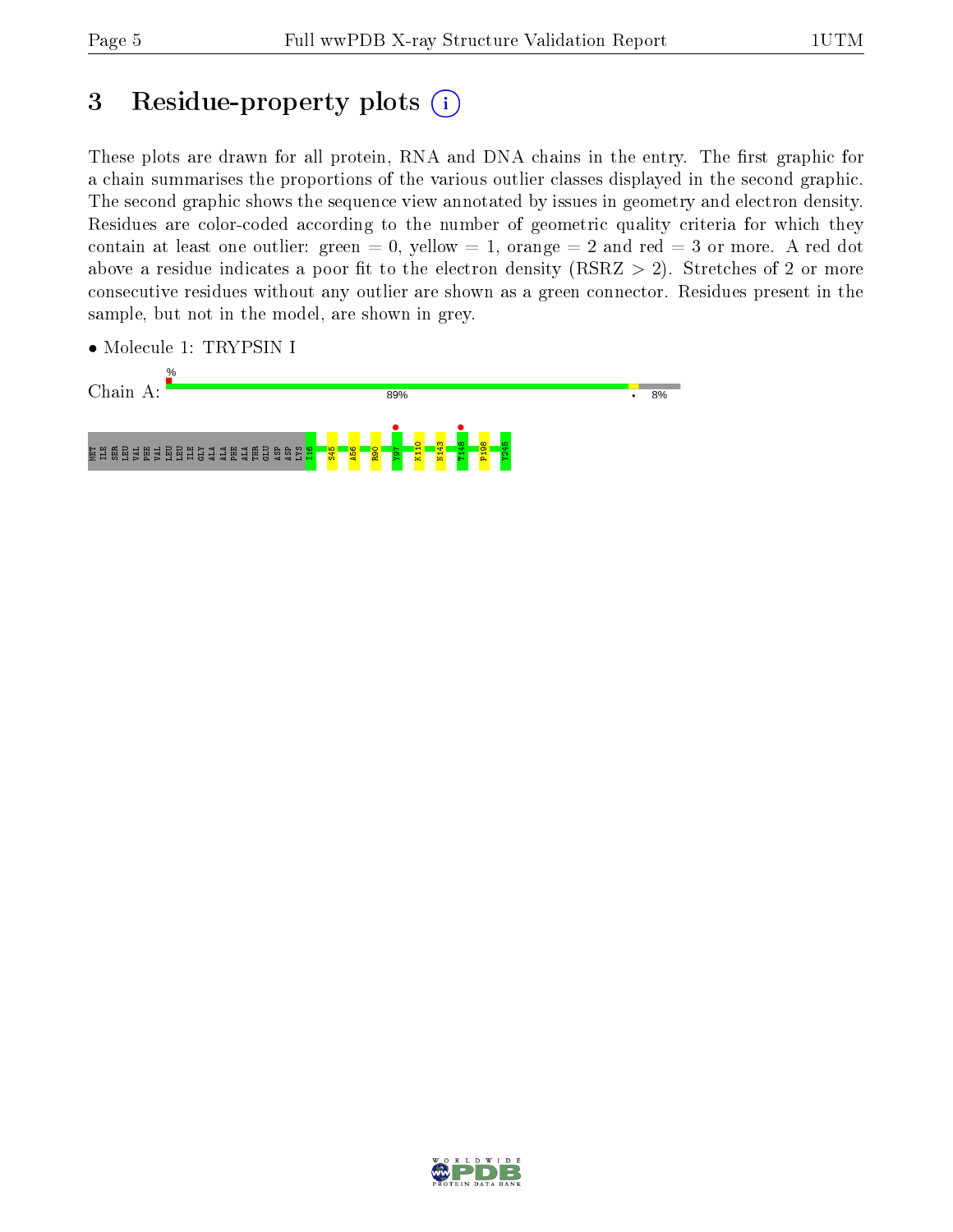# 3 Residue-property plots

These plots are drawn for all protein, RNA and DNA chains in the entry. The first graphic for a chain summarises the proportions of the various outlier classes displayed in the second graphic. The second graphic shows the sequence view annotated by issues in geometry and electron density. Residues are color-coded according to the number of geometric quality criteria for which they contain at least one outlier: green = 0, yellow = 1, orange = 2 and red = 3 or more. A red dot above a residue indicates a poor fit to the electron density (RSRZ > 2). Stretches of 2 or more consecutive residues without any outlier are shown as a green connector. Residues present in the sample, but not in the model, are shown in grey.

- Molecule 1: TRYPSIN I

Chain A: % 89% • 8%

MET ILE SER LEU VAL PHE VAL LEU LEU ILE GLY ALA ALA PHE ALA THR GLU ASP ASP LYS I16 S45 A56 R90 Y97 K110 N143 T148 P198 Y245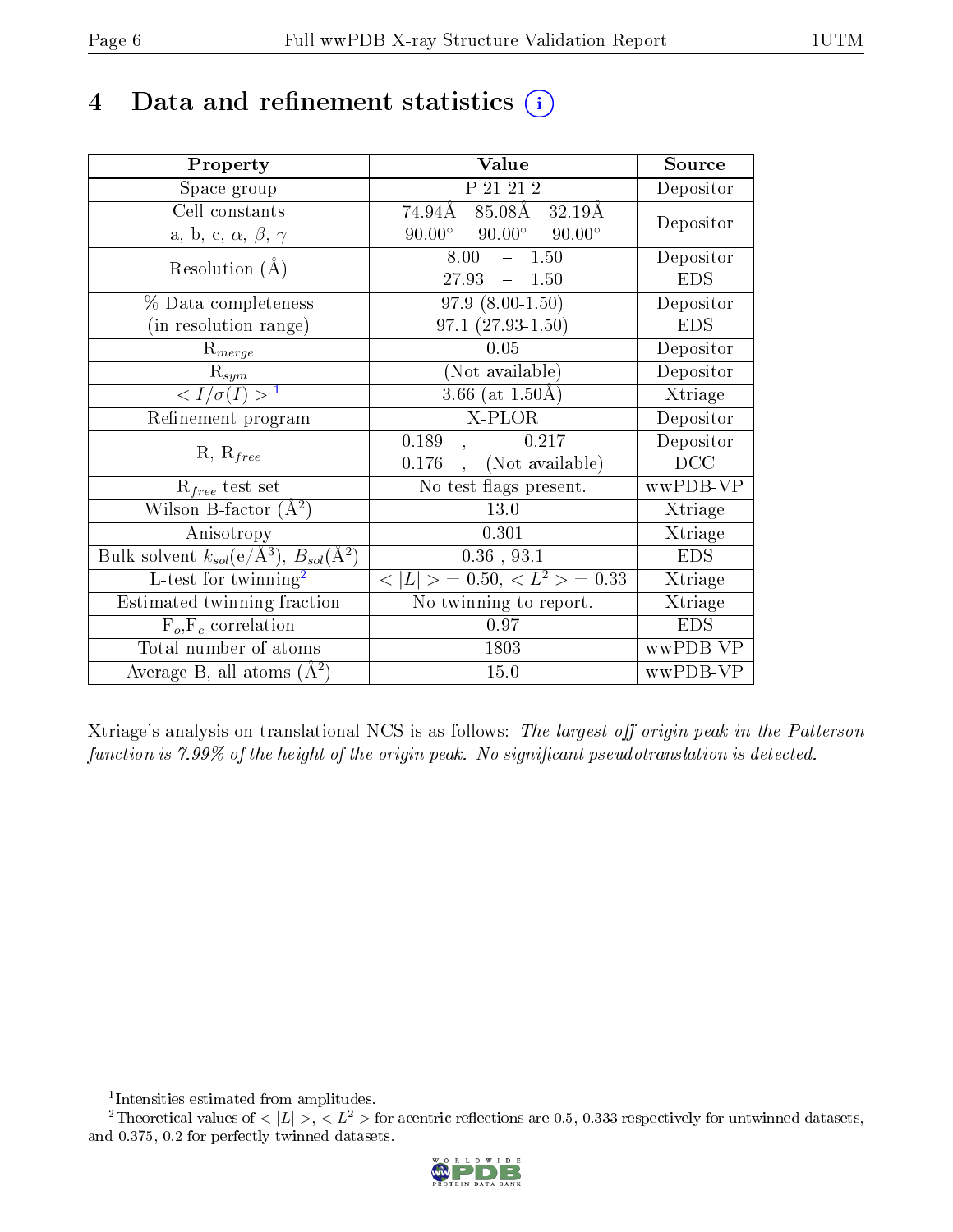# 4 Data and refinement statistics (i)

| Property | Value | Source |
|---|---|---|
| Space group | P 21 21 2 | Depositor |
| Cell constants<br>a, b, c, $\alpha$, $\beta$, $\gamma$ | 74.94Å 85.08Å 32.19Å<br>90.00° 90.00° 90.00° | Depositor |
| Resolution (Å) | 8.00 – 1.50<br>27.93 – 1.50 | Depositor<br>EDS |
| % Data completeness<br>(in resolution range) | 97.9 (8.00-1.50)<br>97.1 (27.93-1.50) | Depositor<br>EDS |
| $R_{merge}$ | 0.05 | Depositor |
| $R_{sym}$ | (Not available) | Depositor |
| $< I/\sigma(I) >$ [1] | 3.66 (at 1.50Å) | Xtriage |
| Refinement program | X-PLOR | Depositor |
| R, $R_{free}$ | 0.189 , 0.217<br>0.176 , (Not available) | Depositor<br>DCC |
| $R_{free}$ test set | No test flags present. | wwPDB-VP |
| Wilson B-factor (Å$^2$) | 13.0 | Xtriage |
| Anisotropy | 0.301 | Xtriage |
| Bulk solvent $k_{sol}$(e/Å$^3$), $B_{sol}$(Å$^2$) | 0.36 , 93.1 | EDS |
| L-test for twinning[2] | $< \|L\| >$ = 0.50, $< L^2 >$ = 0.33 | Xtriage |
| Estimated twinning fraction | No twinning to report. | Xtriage |
| $F_o$,$F_c$ correlation | 0.97 | EDS |
| Total number of atoms | 1803 | wwPDB-VP |
| Average B, all atoms (Å$^2$) | 15.0 | wwPDB-VP |

Xtriage's analysis on translational NCS is as follows: *The largest off-origin peak in the Patterson function is 7.99% of the height of the origin peak. No significant pseudotranslation is detected.*

[1] Intensities estimated from amplitudes.

[2] Theoretical values of $< |L| >$, $< L^2 >$ for acentric reflections are 0.5, 0.333 respectively for untwinned datasets, and 0.375, 0.2 for perfectly twinned datasets.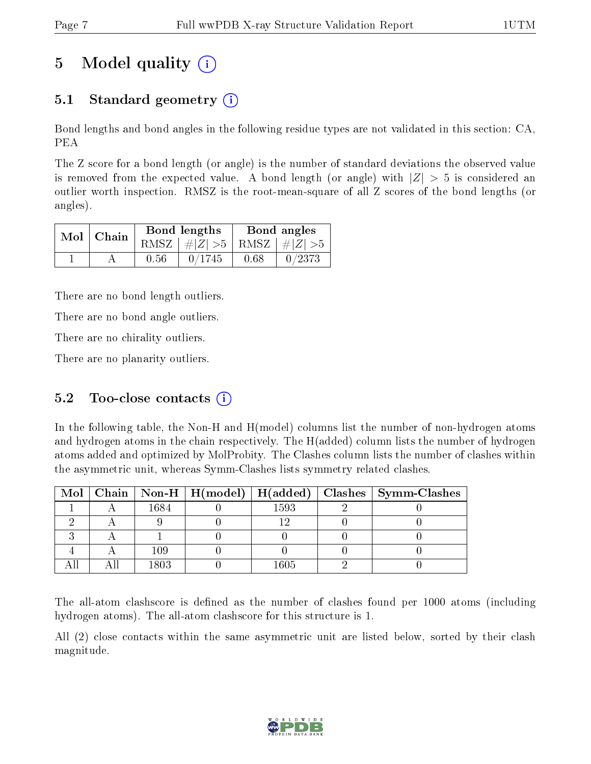# 5 Model quality

## 5.1 Standard geometry

Bond lengths and bond angles in the following residue types are not validated in this section: CA, PEA

The Z score for a bond length (or angle) is the number of standard deviations the observed value is removed from the expected value. A bond length (or angle) with $|Z| > 5$ is considered an outlier worth inspection. RMSZ is the root-mean-square of all Z scores of the bond lengths (or angles).

| Mol | Chain | Bond lengths | | Bond angles | |
|---|---|---|---|---|---|
| | | RMSZ | $\#|Z| > 5$ | RMSZ | $\#|Z| > 5$ |
| 1 | A | 0.56 | 0/1745 | 0.68 | 0/2373 |

There are no bond length outliers.

There are no bond angle outliers.

There are no chirality outliers.

There are no planarity outliers.

## 5.2 Too-close contacts

In the following table, the Non-H and H(model) columns list the number of non-hydrogen atoms and hydrogen atoms in the chain respectively. The H(added) column lists the number of hydrogen atoms added and optimized by MolProbity. The Clashes column lists the number of clashes within the asymmetric unit, whereas Symm-Clashes lists symmetry related clashes.

| Mol | Chain | Non-H | H(model) | H(added) | Clashes | Symm-Clashes |
|---|---|---|---|---|---|---|
| 1 | A | 1684 | 0 | 1593 | 2 | 0 |
| 2 | A | 9 | 0 | 12 | 0 | 0 |
| 3 | A | 1 | 0 | 0 | 0 | 0 |
| 4 | A | 109 | 0 | 0 | 0 | 0 |
| All | All | 1803 | 0 | 1605 | 2 | 0 |

The all-atom clashscore is defined as the number of clashes found per 1000 atoms (including hydrogen atoms). The all-atom clashscore for this structure is 1.

All (2) close contacts within the same asymmetric unit are listed below, sorted by their clash magnitude.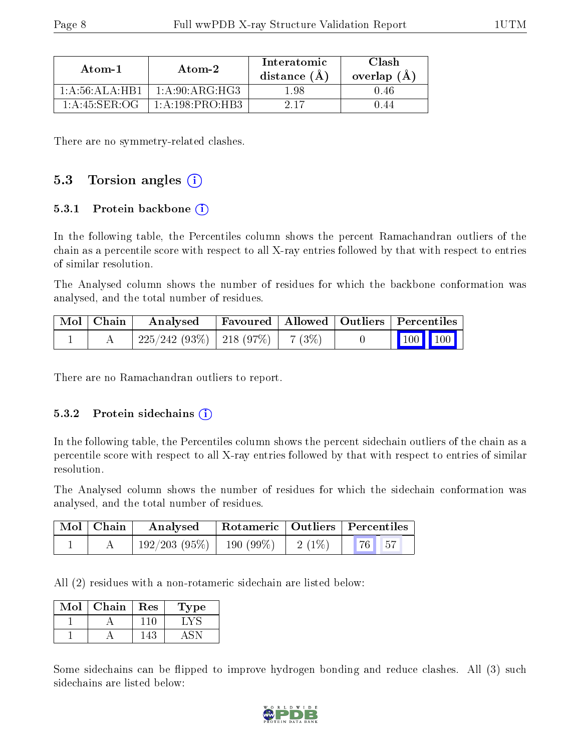| Atom-1 | Atom-2 | Interatomic distance (Å) | Clash overlap (Å) |
| --- | --- | --- | --- |
| 1:A:56:ALA:HB1 | 1:A:90:ARG:HG3 | 1.98 | 0.46 |
| 1:A:45:SER:OG | 1:A:198:PRO:HB3 | 2.17 | 0.44 |

There are no symmetry-related clashes.

## 5.3 Torsion angles

### 5.3.1 Protein backbone

In the following table, the Percentiles column shows the percent Ramachandran outliers of the chain as a percentile score with respect to all X-ray entries followed by that with respect to entries of similar resolution.

The Analysed column shows the number of residues for which the backbone conformation was analysed, and the total number of residues.

| Mol | Chain | Analysed | Favoured | Allowed | Outliers | Percentiles | |
| --- | --- | --- | --- | --- | --- | --- | --- |
| 1 | A | 225/242 (93%) | 218 (97%) | 7 (3%) | 0 | 100 | 100 |

There are no Ramachandran outliers to report.

### 5.3.2 Protein sidechains

In the following table, the Percentiles column shows the percent sidechain outliers of the chain as a percentile score with respect to all X-ray entries followed by that with respect to entries of similar resolution.

The Analysed column shows the number of residues for which the sidechain conformation was analysed, and the total number of residues.

| Mol | Chain | Analysed | Rotameric | Outliers | Percentiles | |
| --- | --- | --- | --- | --- | --- | --- |
| 1 | A | 192/203 (95%) | 190 (99%) | 2 (1%) | 76 | 57 |

All (2) residues with a non-rotameric sidechain are listed below:

| Mol | Chain | Res | Type |
| --- | --- | --- | --- |
| 1 | A | 110 | LYS |
| 1 | A | 143 | ASN |

Some sidechains can be flipped to improve hydrogen bonding and reduce clashes. All (3) such sidechains are listed below: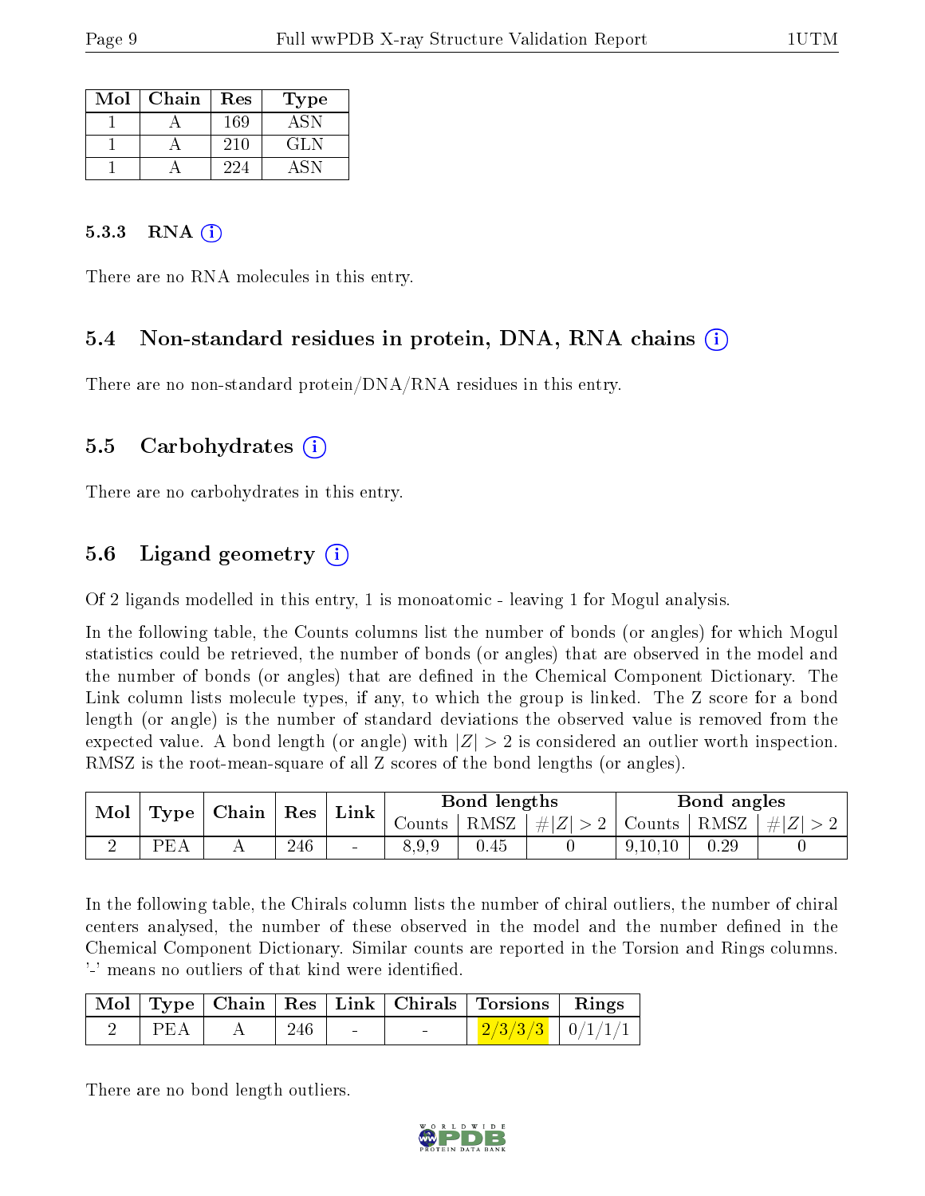| Mol | Chain | Res | Type |
|---|---|---|---|
| 1 | A | 169 | ASN |
| 1 | A | 210 | GLN |
| 1 | A | 224 | ASN |

#### 5.3.3 RNA (i)

There are no RNA molecules in this entry.

### 5.4 Non-standard residues in protein, DNA, RNA chains (i)

There are no non-standard protein/DNA/RNA residues in this entry.

### 5.5 Carbohydrates (i)

There are no carbohydrates in this entry.

### 5.6 Ligand geometry (i)

Of 2 ligands modelled in this entry, 1 is monoatomic - leaving 1 for Mogul analysis.

In the following table, the Counts columns list the number of bonds (or angles) for which Mogul statistics could be retrieved, the number of bonds (or angles) that are observed in the model and the number of bonds (or angles) that are defined in the Chemical Component Dictionary. The Link column lists molecule types, if any, to which the group is linked. The Z score for a bond length (or angle) is the number of standard deviations the observed value is removed from the expected value. A bond length (or angle) with $|Z| > 2$ is considered an outlier worth inspection. RMSZ is the root-mean-square of all Z scores of the bond lengths (or angles).

| Mol | Type | Chain | Res | Link | Bond lengths | | | Bond angles | | |
|---|---|---|---|---|---|---|---|---|---|---|
| | | | | | Counts | RMSZ | $\#\|Z\| > 2$ | Counts | RMSZ | $\#\|Z\| > 2$ |
| 2 | PEA | A | 246 | - | 8,9,9 | 0.45 | 0 | 9,10,10 | 0.29 | 0 |

In the following table, the Chirals column lists the number of chiral outliers, the number of chiral centers analysed, the number of these observed in the model and the number defined in the Chemical Component Dictionary. Similar counts are reported in the Torsion and Rings columns. '-' means no outliers of that kind were identified.

| Mol | Type | Chain | Res | Link | Chirals | Torsions | Rings |
|---|---|---|---|---|---|---|---|
| 2 | PEA | A | 246 | - | - | 2/3/3/3 | 0/1/1/1 |

There are no bond length outliers.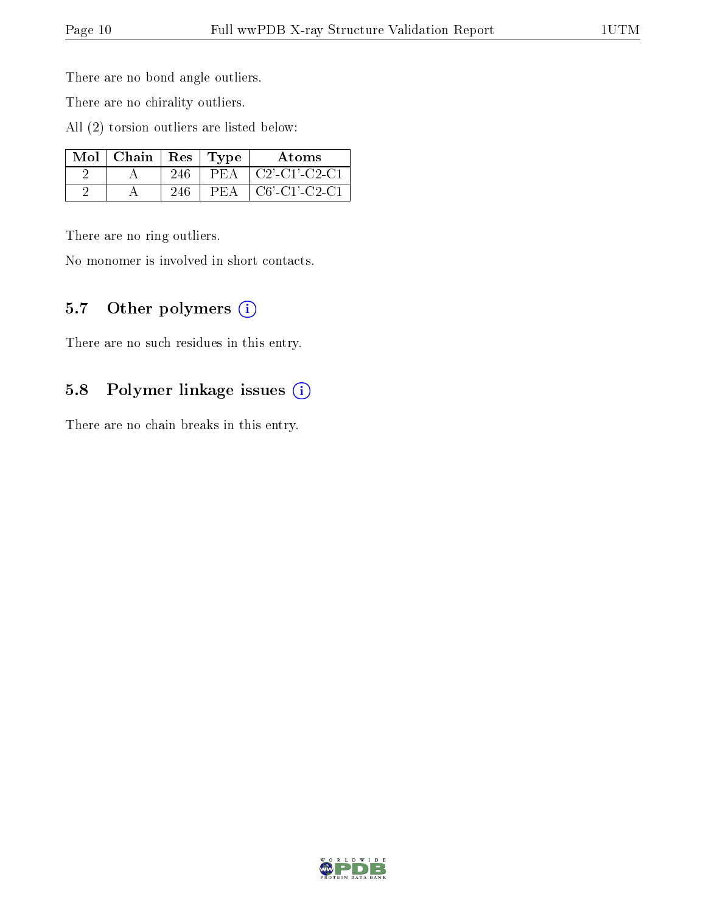There are no bond angle outliers.

There are no chirality outliers.

All (2) torsion outliers are listed below:

| Mol | Chain | Res | Type | Atoms |
|---|---|---|---|---|
| 2 | A | 246 | PEA | C2'-C1'-C2-C1 |
| 2 | A | 246 | PEA | C6'-C1'-C2-C1 |

There are no ring outliers.

No monomer is involved in short contacts.

## 5.7 Other polymers

There are no such residues in this entry.

## 5.8 Polymer linkage issues

There are no chain breaks in this entry.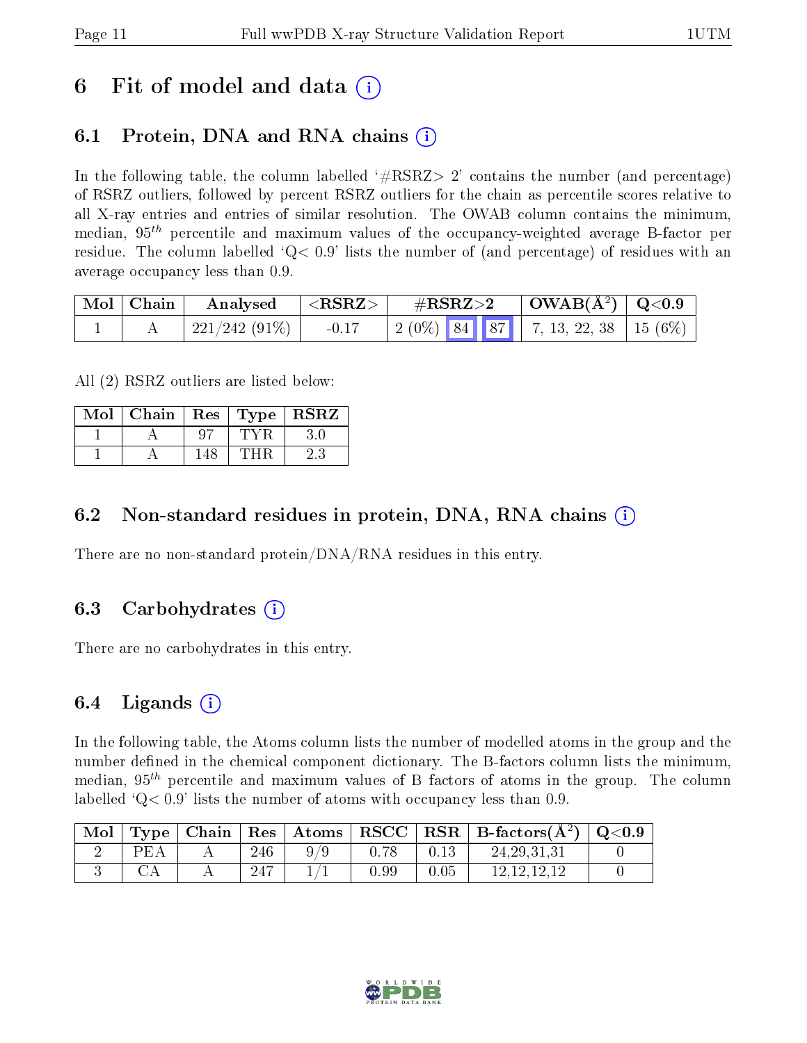# 6 Fit of model and data (i)

## 6.1 Protein, DNA and RNA chains (i)

In the following table, the column labelled '#RSRZ> 2' contains the number (and percentage) of RSRZ outliers, followed by percent RSRZ outliers for the chain as percentile scores relative to all X-ray entries and entries of similar resolution. The OWAB column contains the minimum, median, $95^{th}$ percentile and maximum values of the occupancy-weighted average B-factor per residue. The column labelled 'Q< 0.9' lists the number of (and percentage) of residues with an average occupancy less than 0.9.

| Mol | Chain | Analysed | <RSRZ> | #RSRZ>2 | OWAB(Å$^2$) | Q<0.9 |
|---|---|---|---|---|---|---|
| 1 | A | 221/242 (91%) | -0.17 | 2 (0%) 84 87 | 7, 13, 22, 38 | 15 (6%) |

All (2) RSRZ outliers are listed below:

| Mol | Chain | Res | Type | RSRZ |
|---|---|---|---|---|
| 1 | A | 97 | TYR | 3.0 |
| 1 | A | 148 | THR | 2.3 |

## 6.2 Non-standard residues in protein, DNA, RNA chains (i)

There are no non-standard protein/DNA/RNA residues in this entry.

## 6.3 Carbohydrates (i)

There are no carbohydrates in this entry.

## 6.4 Ligands (i)

In the following table, the Atoms column lists the number of modelled atoms in the group and the number defined in the chemical component dictionary. The B-factors column lists the minimum, median, $95^{th}$ percentile and maximum values of B factors of atoms in the group. The column labelled 'Q< 0.9' lists the number of atoms with occupancy less than 0.9.

| Mol | Type | Chain | Res | Atoms | RSCC | RSR | B-factors(Å$^2$) | Q<0.9 |
|---|---|---|---|---|---|---|---|---|
| 2 | PEA | A | 246 | 9/9 | 0.78 | 0.13 | 24,29,31,31 | 0 |
| 3 | CA | A | 247 | 1/1 | 0.99 | 0.05 | 12,12,12,12 | 0 |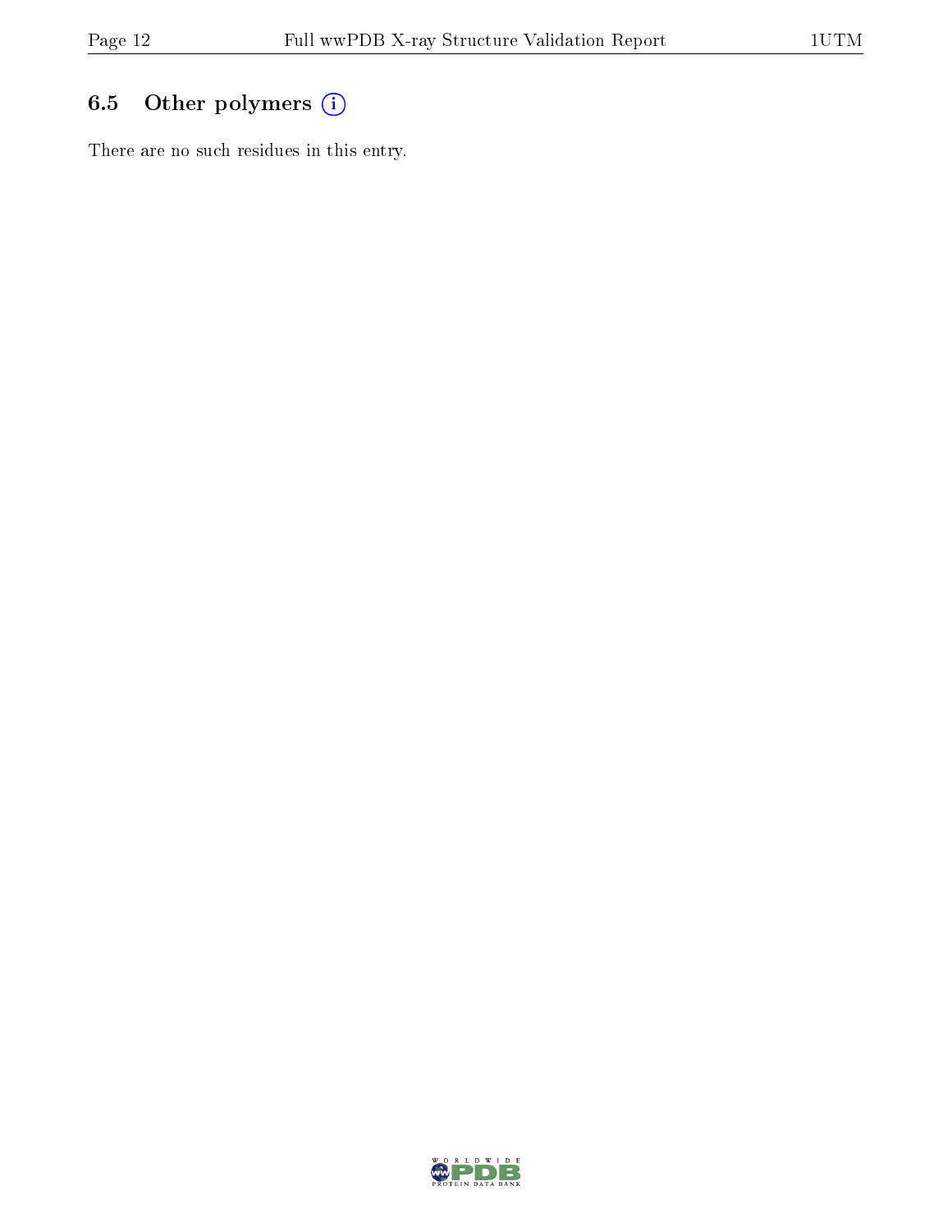### 6.5 Other polymers

There are no such residues in this entry.